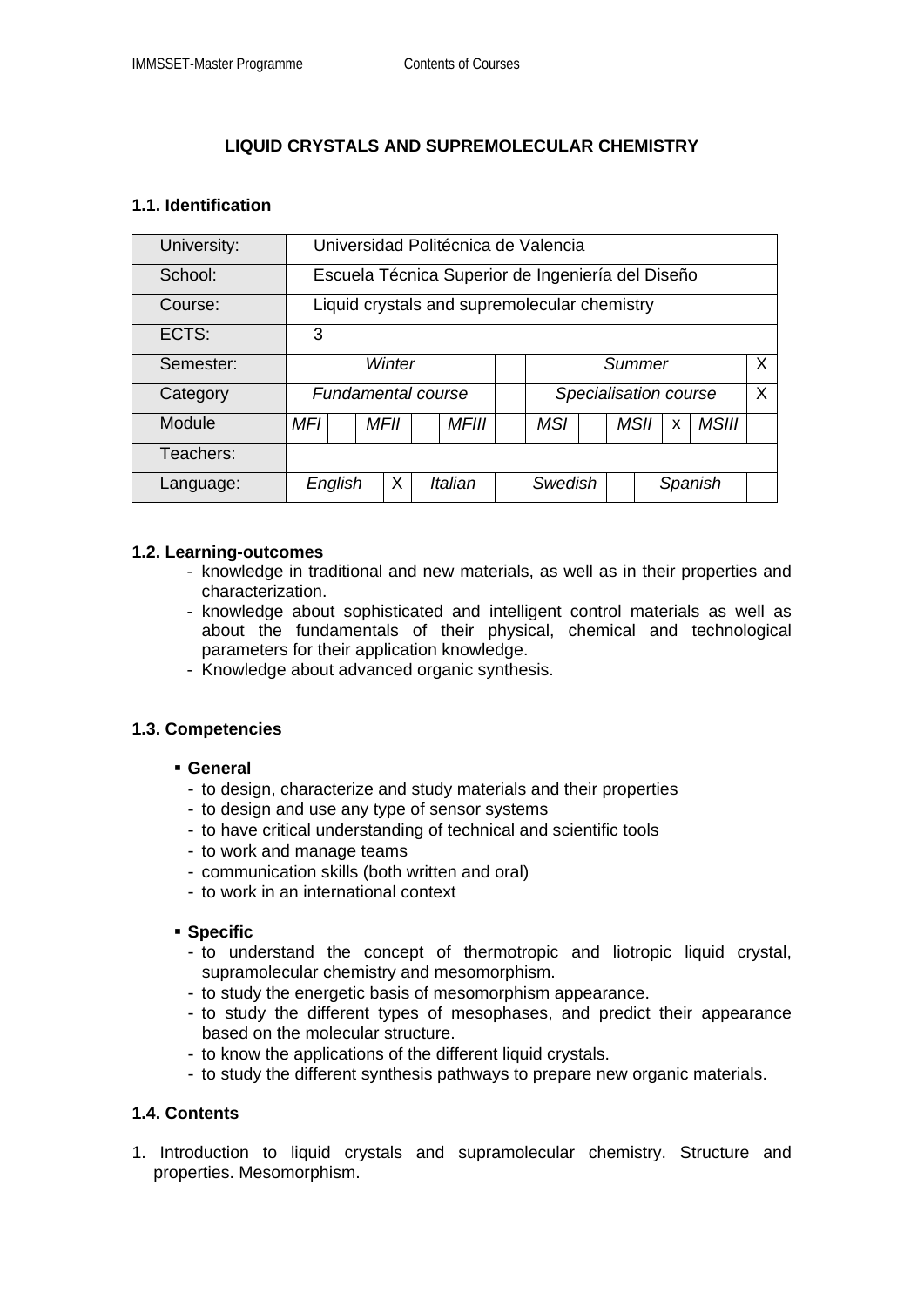# LIQUID CRYSTALS AND SUPREMOLECULAR CHEMISTRY

## 1.1. Identification

| | | | | | | | | | | | | |
|---|---|---|---|---|---|---|---|---|---|---|---|---|
| University: | Universidad Politécnica de Valencia | | | | | | | | | | | |
| School: | Escuela Técnica Superior de Ingeniería del Diseño | | | | | | | | | | | |
| Course: | Liquid crystals and supremolecular chemistry | | | | | | | | | | | |
| ECTS: | 3 | | | | | | | | | | | |
| Semester: | *Winter* | | | | | | | *Summer* | | | | X |
| Category | *Fundamental course* | | | | | | | *Specialisation course* | | | | X |
| Module | *MFI* | | *MFII* | | *MFIII* | | *MSI* | | *MSII* | x | *MSIII* | |
| Teachers: | | | | | | | | | | | | |
| Language: | *English* | X | *Italian* | | *Swedish* | | *Spanish* | | | | | |

## 1.2. Learning-outcomes

- knowledge in traditional and new materials, as well as in their properties and characterization.
- knowledge about sophisticated and intelligent control materials as well as about the fundamentals of their physical, chemical and technological parameters for their application knowledge.
- Knowledge about advanced organic synthesis.

## 1.3. Competencies

- **General**
  - to design, characterize and study materials and their properties
  - to design and use any type of sensor systems
  - to have critical understanding of technical and scientific tools
  - to work and manage teams
  - communication skills (both written and oral)
  - to work in an international context

- **Specific**
  - to understand the concept of thermotropic and liotropic liquid crystal, supramolecular chemistry and mesomorphism.
  - to study the energetic basis of mesomorphism appearance.
  - to study the different types of mesophases, and predict their appearance based on the molecular structure.
  - to know the applications of the different liquid crystals.
  - to study the different synthesis pathways to prepare new organic materials.

## 1.4. Contents

1. Introduction to liquid crystals and supramolecular chemistry. Structure and properties. Mesomorphism.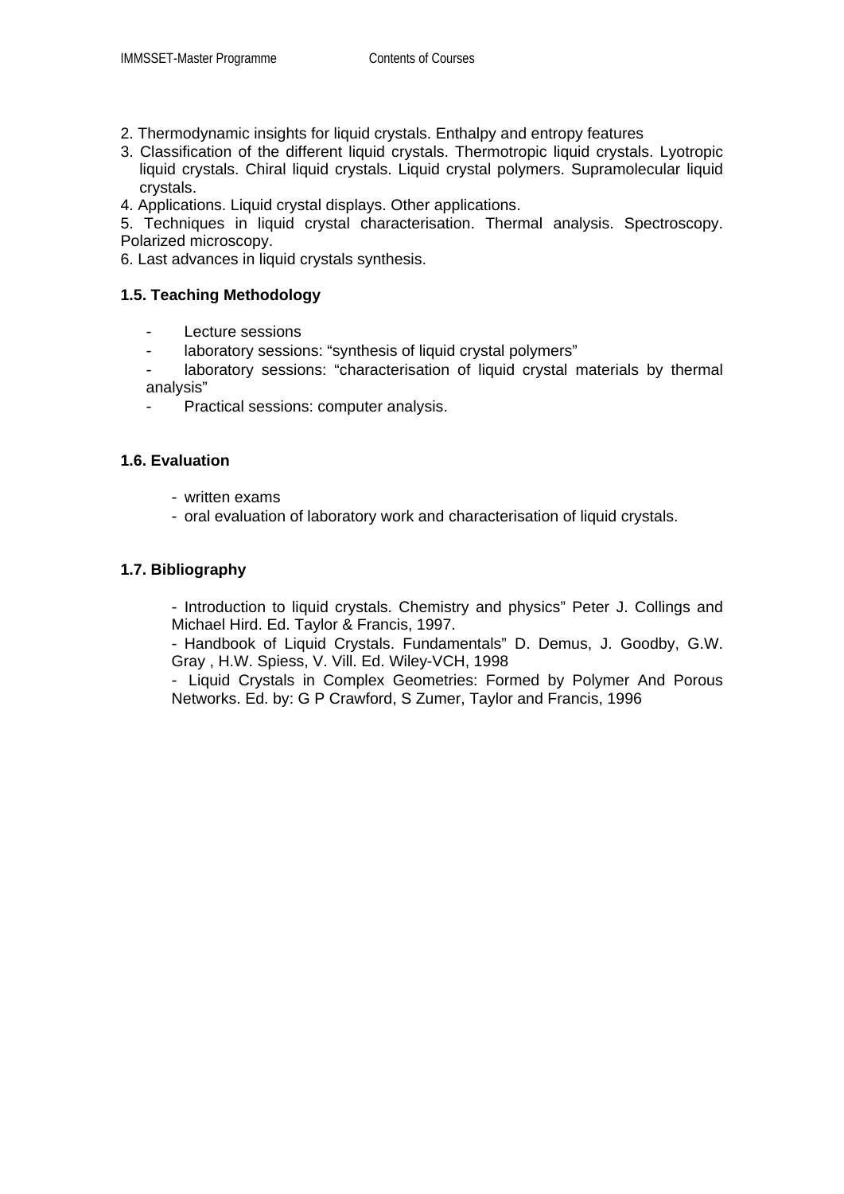2. Thermodynamic insights for liquid crystals. Enthalpy and entropy features
3. Classification of the different liquid crystals. Thermotropic liquid crystals. Lyotropic liquid crystals. Chiral liquid crystals. Liquid crystal polymers. Supramolecular liquid crystals.
4. Applications. Liquid crystal displays. Other applications.
5. Techniques in liquid crystal characterisation. Thermal analysis. Spectroscopy. Polarized microscopy.
6. Last advances in liquid crystals synthesis.

### 1.5. Teaching Methodology

- Lecture sessions
- laboratory sessions: “synthesis of liquid crystal polymers”
- laboratory sessions: “characterisation of liquid crystal materials by thermal analysis”
- Practical sessions: computer analysis.

### 1.6. Evaluation

- written exams
- oral evaluation of laboratory work and characterisation of liquid crystals.

### 1.7. Bibliography

- Introduction to liquid crystals. Chemistry and physics” Peter J. Collings and Michael Hird. Ed. Taylor & Francis, 1997.
- Handbook of Liquid Crystals. Fundamentals” D. Demus, J. Goodby, G.W. Gray , H.W. Spiess, V. Vill. Ed. Wiley-VCH, 1998
- Liquid Crystals in Complex Geometries: Formed by Polymer And Porous Networks. Ed. by: G P Crawford, S Zumer, Taylor and Francis, 1996